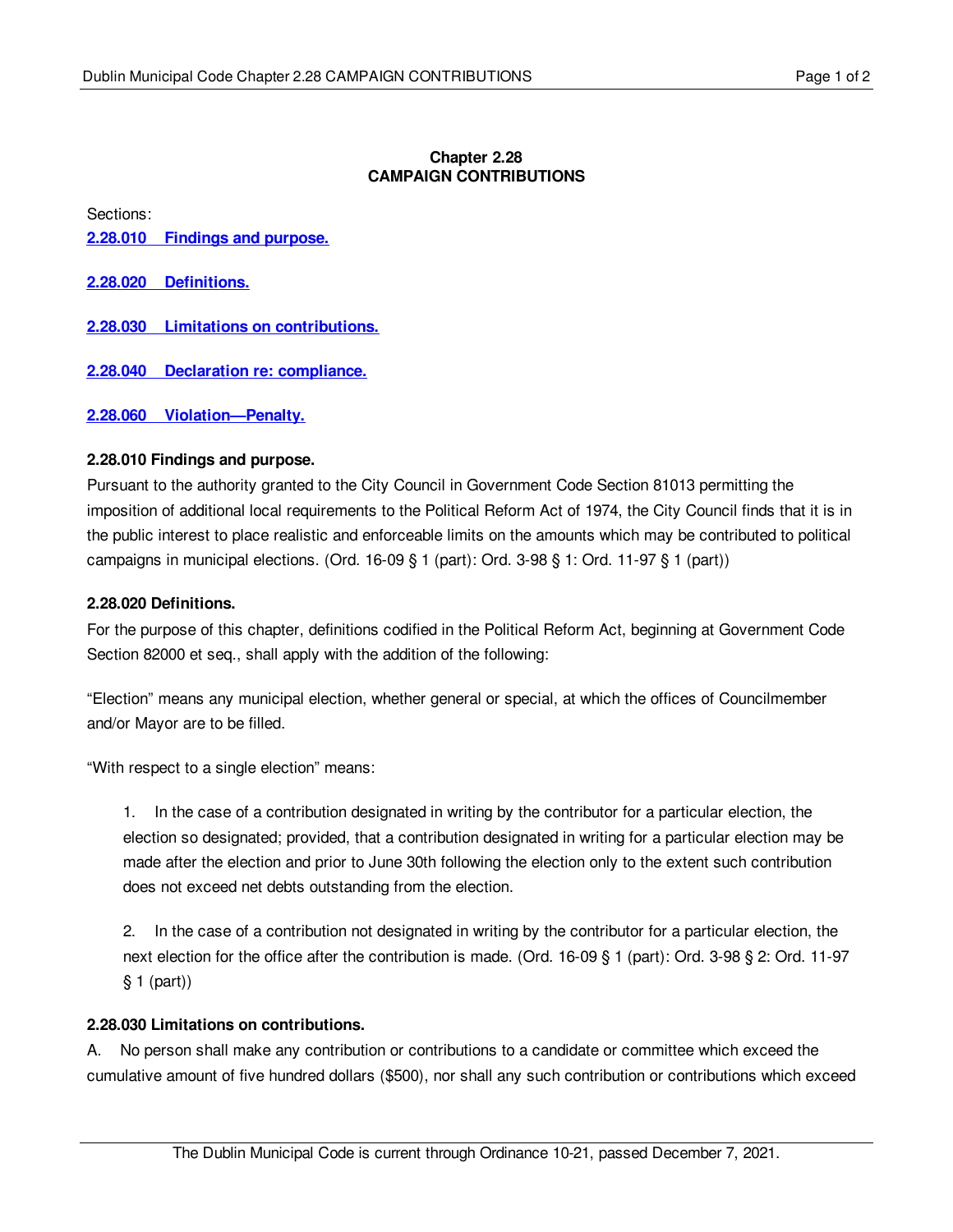## Chapter 2.28
## CAMPAIGN CONTRIBUTIONS

Sections:

**2.28.010 Findings and purpose.**

**2.28.020 Definitions.**

**2.28.030 Limitations on contributions.**

**2.28.040 Declaration re: compliance.**

**2.28.060 Violation—Penalty.**

### 2.28.010 Findings and purpose.

Pursuant to the authority granted to the City Council in Government Code Section 81013 permitting the imposition of additional local requirements to the Political Reform Act of 1974, the City Council finds that it is in the public interest to place realistic and enforceable limits on the amounts which may be contributed to political campaigns in municipal elections. (Ord. 16-09 § 1 (part): Ord. 3-98 § 1: Ord. 11-97 § 1 (part))

### 2.28.020 Definitions.

For the purpose of this chapter, definitions codified in the Political Reform Act, beginning at Government Code Section 82000 et seq., shall apply with the addition of the following:

"Election" means any municipal election, whether general or special, at which the offices of Councilmember and/or Mayor are to be filled.

"With respect to a single election" means:

1. In the case of a contribution designated in writing by the contributor for a particular election, the election so designated; provided, that a contribution designated in writing for a particular election may be made after the election and prior to June 30th following the election only to the extent such contribution does not exceed net debts outstanding from the election.

2. In the case of a contribution not designated in writing by the contributor for a particular election, the next election for the office after the contribution is made. (Ord. 16-09 § 1 (part): Ord. 3-98 § 2: Ord. 11-97 § 1 (part))

### 2.28.030 Limitations on contributions.

A. No person shall make any contribution or contributions to a candidate or committee which exceed the cumulative amount of five hundred dollars ($500), nor shall any such contribution or contributions which exceed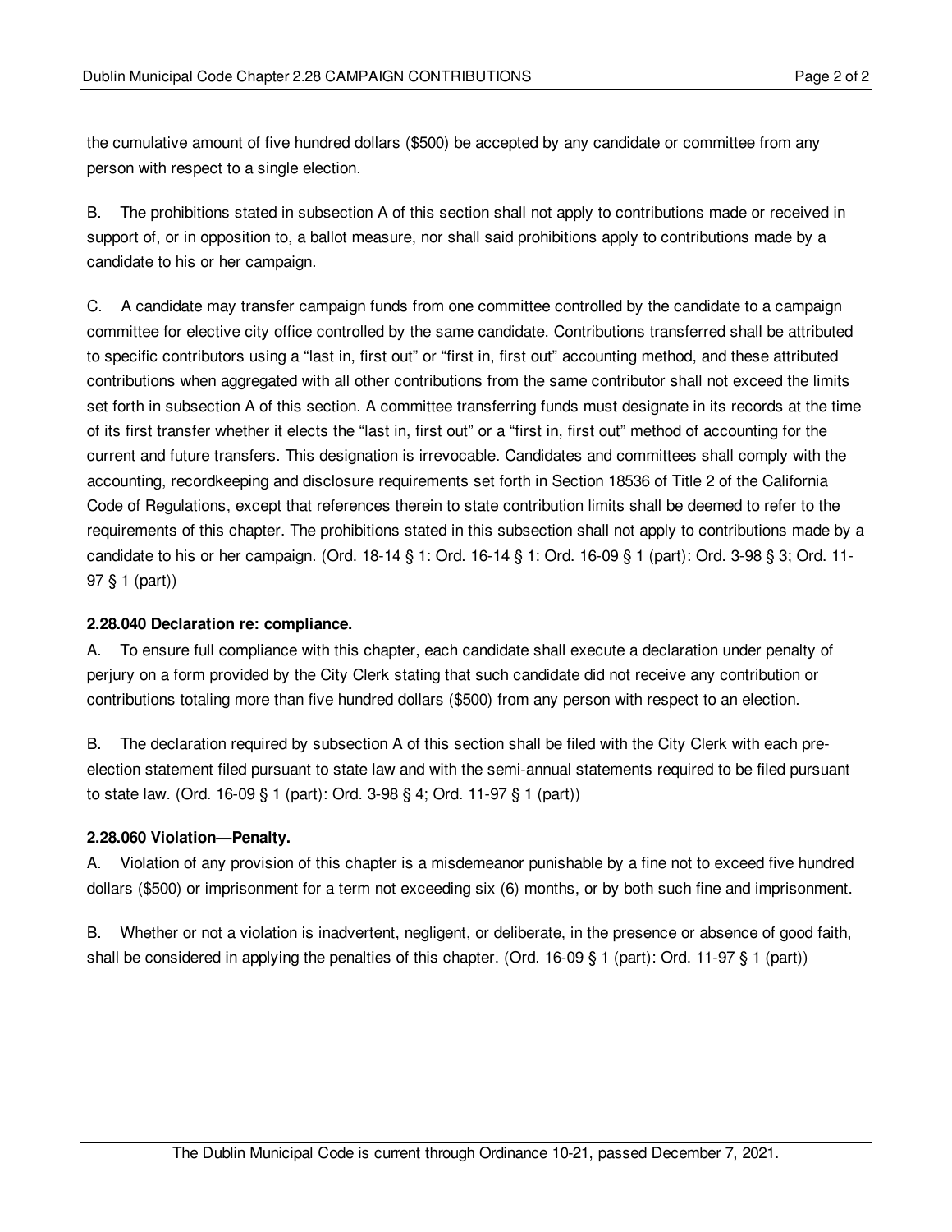the cumulative amount of five hundred dollars ($500) be accepted by any candidate or committee from any person with respect to a single election.

B. The prohibitions stated in subsection A of this section shall not apply to contributions made or received in support of, or in opposition to, a ballot measure, nor shall said prohibitions apply to contributions made by a candidate to his or her campaign.

C. A candidate may transfer campaign funds from one committee controlled by the candidate to a campaign committee for elective city office controlled by the same candidate. Contributions transferred shall be attributed to specific contributors using a "last in, first out" or "first in, first out" accounting method, and these attributed contributions when aggregated with all other contributions from the same contributor shall not exceed the limits set forth in subsection A of this section. A committee transferring funds must designate in its records at the time of its first transfer whether it elects the "last in, first out" or a "first in, first out" method of accounting for the current and future transfers. This designation is irrevocable. Candidates and committees shall comply with the accounting, recordkeeping and disclosure requirements set forth in Section 18536 of Title 2 of the California Code of Regulations, except that references therein to state contribution limits shall be deemed to refer to the requirements of this chapter. The prohibitions stated in this subsection shall not apply to contributions made by a candidate to his or her campaign. (Ord. 18-14 § 1: Ord. 16-14 § 1: Ord. 16-09 § 1 (part): Ord. 3-98 § 3; Ord. 11-97 § 1 (part))

**2.28.040 Declaration re: compliance.**

A. To ensure full compliance with this chapter, each candidate shall execute a declaration under penalty of perjury on a form provided by the City Clerk stating that such candidate did not receive any contribution or contributions totaling more than five hundred dollars ($500) from any person with respect to an election.

B. The declaration required by subsection A of this section shall be filed with the City Clerk with each pre-election statement filed pursuant to state law and with the semi-annual statements required to be filed pursuant to state law. (Ord. 16-09 § 1 (part): Ord. 3-98 § 4; Ord. 11-97 § 1 (part))

**2.28.060 Violation—Penalty.**

A. Violation of any provision of this chapter is a misdemeanor punishable by a fine not to exceed five hundred dollars ($500) or imprisonment for a term not exceeding six (6) months, or by both such fine and imprisonment.

B. Whether or not a violation is inadvertent, negligent, or deliberate, in the presence or absence of good faith, shall be considered in applying the penalties of this chapter. (Ord. 16-09 § 1 (part): Ord. 11-97 § 1 (part))